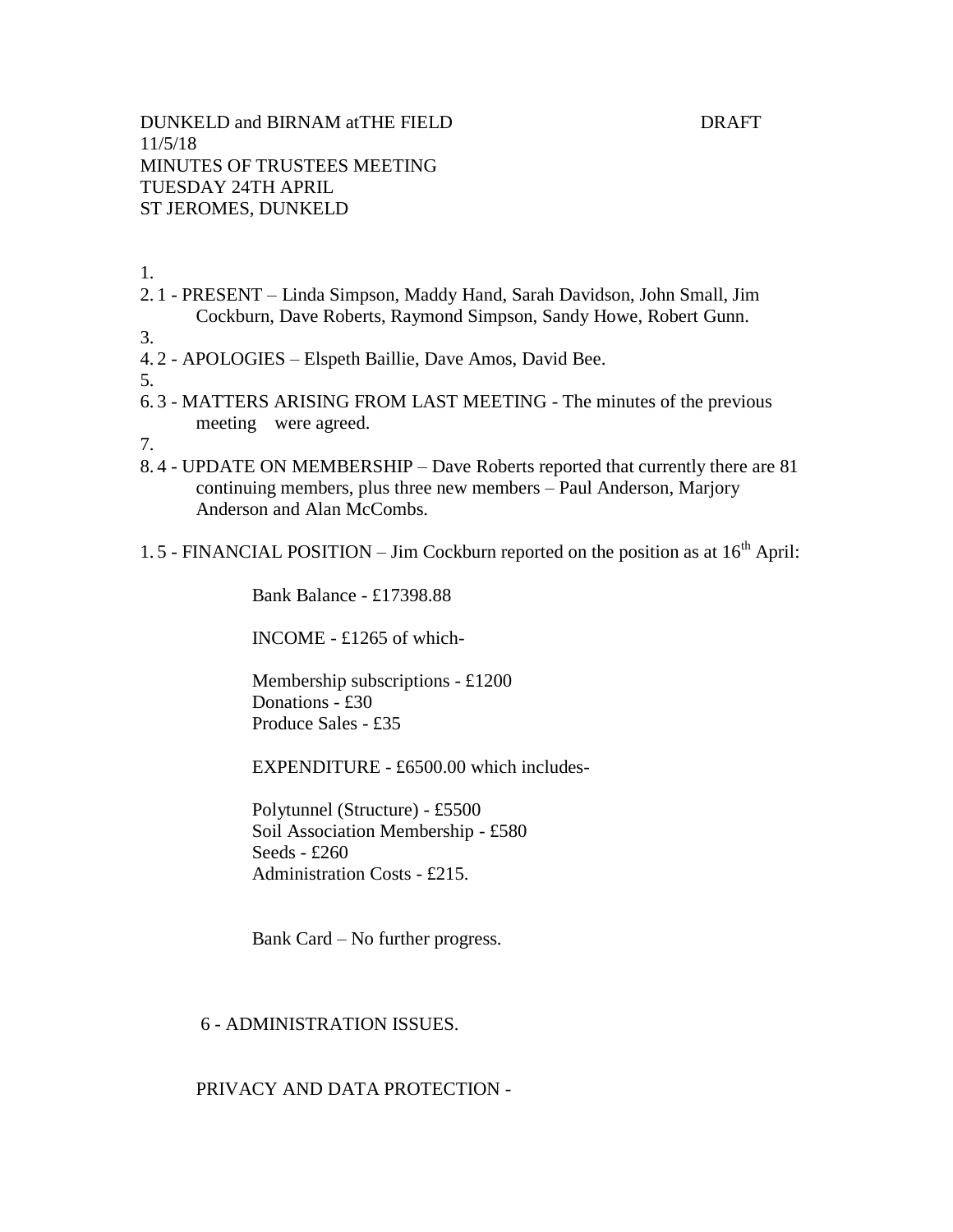DUNKELD and BIRNAM atTHE FIELD DRAFT
11/5/18
MINUTES OF TRUSTEES MEETING
TUESDAY 24TH APRIL
ST JEROMES, DUNKELD

1.
2. 1 - PRESENT – Linda Simpson, Maddy Hand, Sarah Davidson, John Small, Jim Cockburn, Dave Roberts, Raymond Simpson, Sandy Howe, Robert Gunn.
3.
4. 2 - APOLOGIES – Elspeth Baillie, Dave Amos, David Bee.
5.
6. 3 - MATTERS ARISING FROM LAST MEETING - The minutes of the previous meeting were agreed.
7.
8. 4 - UPDATE ON MEMBERSHIP – Dave Roberts reported that currently there are 81 continuing members, plus three new members – Paul Anderson, Marjory Anderson and Alan McCombs.

1. 5 - FINANCIAL POSITION – Jim Cockburn reported on the position as at 16th April:

Bank Balance - £17398.88

INCOME - £1265 of which-

Membership subscriptions - £1200
Donations - £30
Produce Sales - £35

EXPENDITURE - £6500.00 which includes-

Polytunnel (Structure) - £5500
Soil Association Membership - £580
Seeds - £260
Administration Costs - £215.

Bank Card – No further progress.

6 - ADMINISTRATION ISSUES.

PRIVACY AND DATA PROTECTION -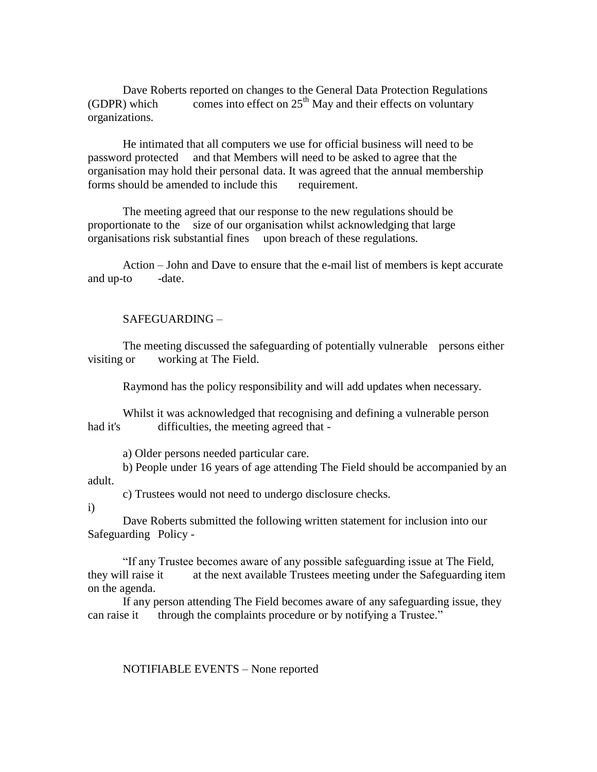Dave Roberts reported on changes to the General Data Protection Regulations (GDPR) which comes into effect on 25th May and their effects on voluntary organizations.

He intimated that all computers we use for official business will need to be password protected and that Members will need to be asked to agree that the organisation may hold their personal data. It was agreed that the annual membership forms should be amended to include this requirement.

The meeting agreed that our response to the new regulations should be proportionate to the size of our organisation whilst acknowledging that large organisations risk substantial fines upon breach of these regulations.

Action – John and Dave to ensure that the e-mail list of members is kept accurate and up-to-date.

SAFEGUARDING –

The meeting discussed the safeguarding of potentially vulnerable persons either visiting or working at The Field.

Raymond has the policy responsibility and will add updates when necessary.

Whilst it was acknowledged that recognising and defining a vulnerable person had it's difficulties, the meeting agreed that -

a) Older persons needed particular care.
b) People under 16 years of age attending The Field should be accompanied by an adult.
c) Trustees would not need to undergo disclosure checks.

i)

Dave Roberts submitted the following written statement for inclusion into our Safeguarding Policy -

"If any Trustee becomes aware of any possible safeguarding issue at The Field, they will raise it at the next available Trustees meeting under the Safeguarding item on the agenda.

If any person attending The Field becomes aware of any safeguarding issue, they can raise it through the complaints procedure or by notifying a Trustee."

NOTIFIABLE EVENTS – None reported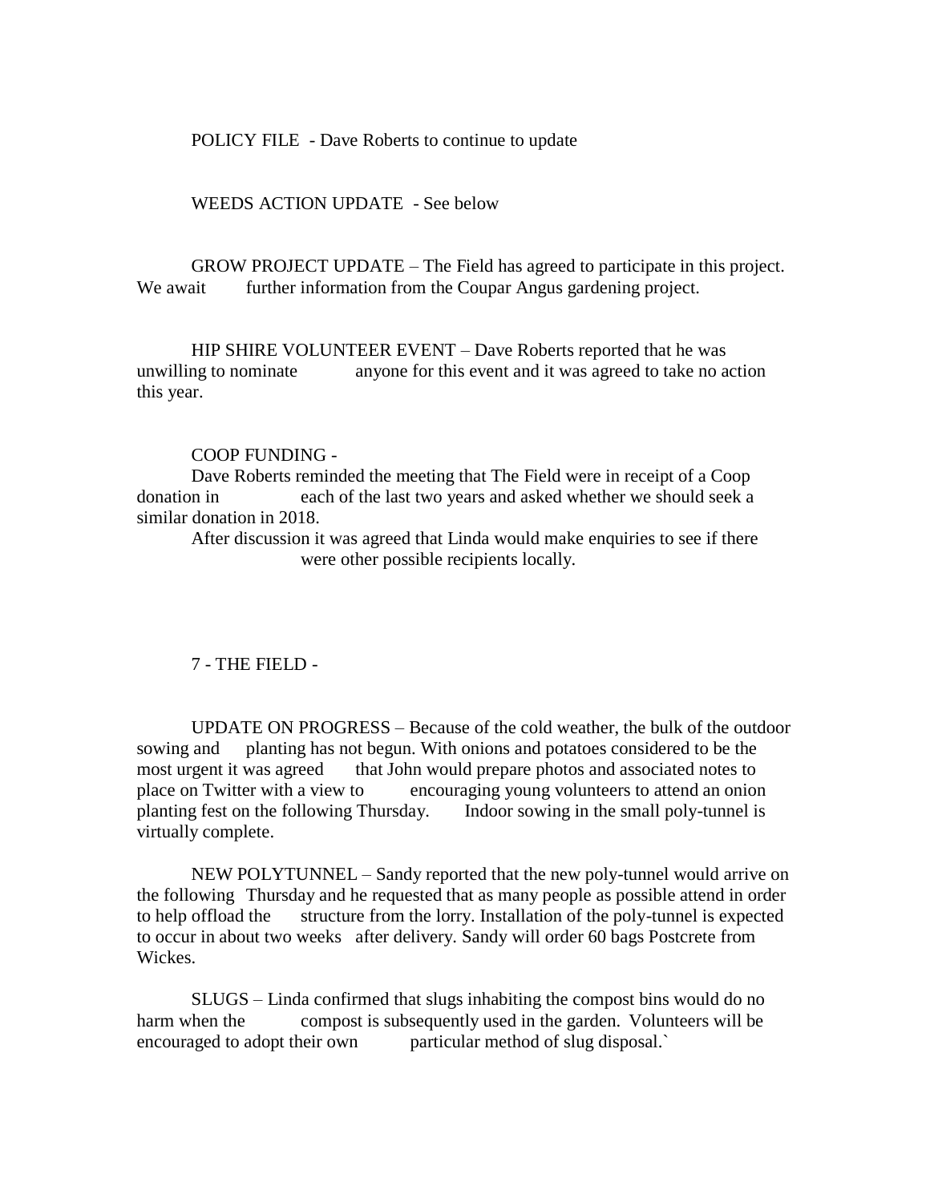POLICY FILE - Dave Roberts to continue to update

WEEDS ACTION UPDATE - See below

GROW PROJECT UPDATE – The Field has agreed to participate in this project. We await further information from the Coupar Angus gardening project.

HIP SHIRE VOLUNTEER EVENT – Dave Roberts reported that he was unwilling to nominate anyone for this event and it was agreed to take no action this year.

COOP FUNDING -

Dave Roberts reminded the meeting that The Field were in receipt of a Coop donation in each of the last two years and asked whether we should seek a similar donation in 2018.

After discussion it was agreed that Linda would make enquiries to see if there were other possible recipients locally.

7 - THE FIELD -

UPDATE ON PROGRESS – Because of the cold weather, the bulk of the outdoor sowing and planting has not begun. With onions and potatoes considered to be the most urgent it was agreed that John would prepare photos and associated notes to place on Twitter with a view to encouraging young volunteers to attend an onion planting fest on the following Thursday. Indoor sowing in the small poly-tunnel is virtually complete.

NEW POLYTUNNEL – Sandy reported that the new poly-tunnel would arrive on the following Thursday and he requested that as many people as possible attend in order to help offload the structure from the lorry. Installation of the poly-tunnel is expected to occur in about two weeks after delivery. Sandy will order 60 bags Postcrete from Wickes.

SLUGS – Linda confirmed that slugs inhabiting the compost bins would do no harm when the compost is subsequently used in the garden. Volunteers will be encouraged to adopt their own particular method of slug disposal.`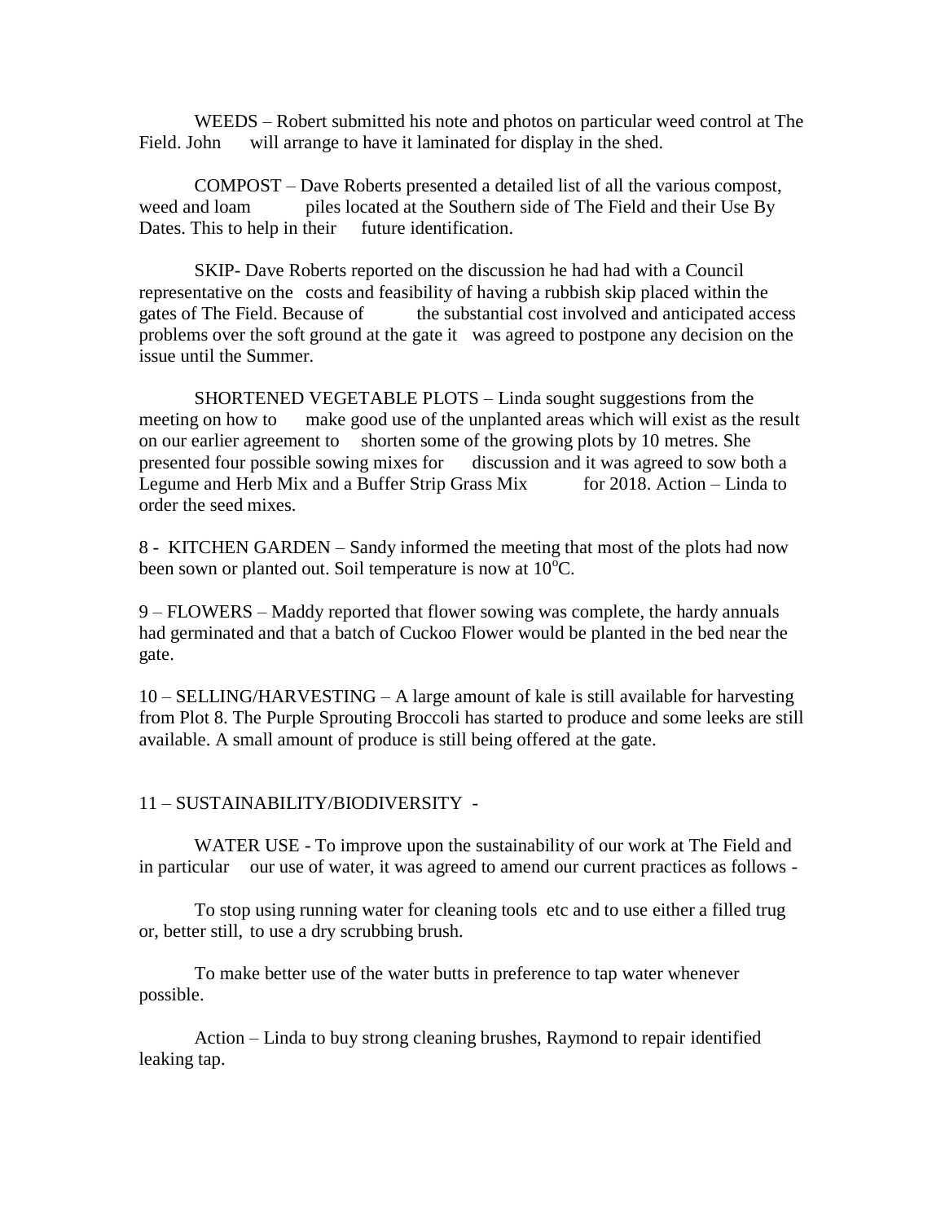WEEDS – Robert submitted his note and photos on particular weed control at The Field. John will arrange to have it laminated for display in the shed.

COMPOST – Dave Roberts presented a detailed list of all the various compost, weed and loam piles located at the Southern side of The Field and their Use By Dates. This to help in their future identification.

SKIP- Dave Roberts reported on the discussion he had had with a Council representative on the costs and feasibility of having a rubbish skip placed within the gates of The Field. Because of the substantial cost involved and anticipated access problems over the soft ground at the gate it was agreed to postpone any decision on the issue until the Summer.

SHORTENED VEGETABLE PLOTS – Linda sought suggestions from the meeting on how to make good use of the unplanted areas which will exist as the result on our earlier agreement to shorten some of the growing plots by 10 metres. She presented four possible sowing mixes for discussion and it was agreed to sow both a Legume and Herb Mix and a Buffer Strip Grass Mix for 2018. Action – Linda to order the seed mixes.

8 - KITCHEN GARDEN – Sandy informed the meeting that most of the plots had now been sown or planted out. Soil temperature is now at 10$^{o}$C.

9 – FLOWERS – Maddy reported that flower sowing was complete, the hardy annuals had germinated and that a batch of Cuckoo Flower would be planted in the bed near the gate.

10 – SELLING/HARVESTING – A large amount of kale is still available for harvesting from Plot 8. The Purple Sprouting Broccoli has started to produce and some leeks are still available. A small amount of produce is still being offered at the gate.

11 – SUSTAINABILITY/BIODIVERSITY -

WATER USE - To improve upon the sustainability of our work at The Field and in particular our use of water, it was agreed to amend our current practices as follows -

To stop using running water for cleaning tools etc and to use either a filled trug or, better still, to use a dry scrubbing brush.

To make better use of the water butts in preference to tap water whenever possible.

Action – Linda to buy strong cleaning brushes, Raymond to repair identified leaking tap.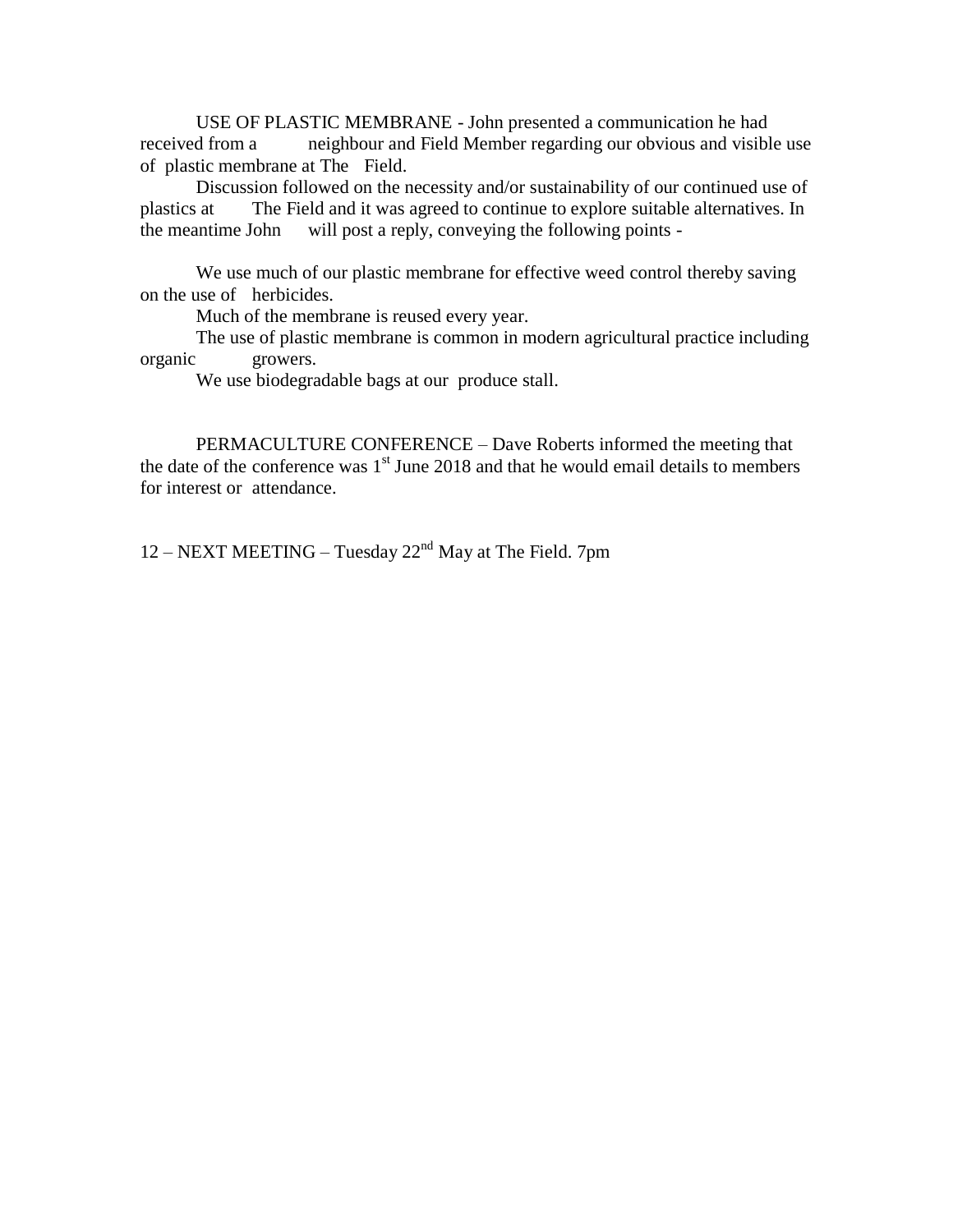USE OF PLASTIC MEMBRANE - John presented a communication he had received from a neighbour and Field Member regarding our obvious and visible use of plastic membrane at The Field.

Discussion followed on the necessity and/or sustainability of our continued use of plastics at The Field and it was agreed to continue to explore suitable alternatives. In the meantime John will post a reply, conveying the following points -

We use much of our plastic membrane for effective weed control thereby saving on the use of herbicides.

Much of the membrane is reused every year.

The use of plastic membrane is common in modern agricultural practice including organic growers.

We use biodegradable bags at our produce stall.

PERMACULTURE CONFERENCE – Dave Roberts informed the meeting that the date of the conference was 1st June 2018 and that he would email details to members for interest or attendance.

12 – NEXT MEETING – Tuesday 22nd May at The Field. 7pm